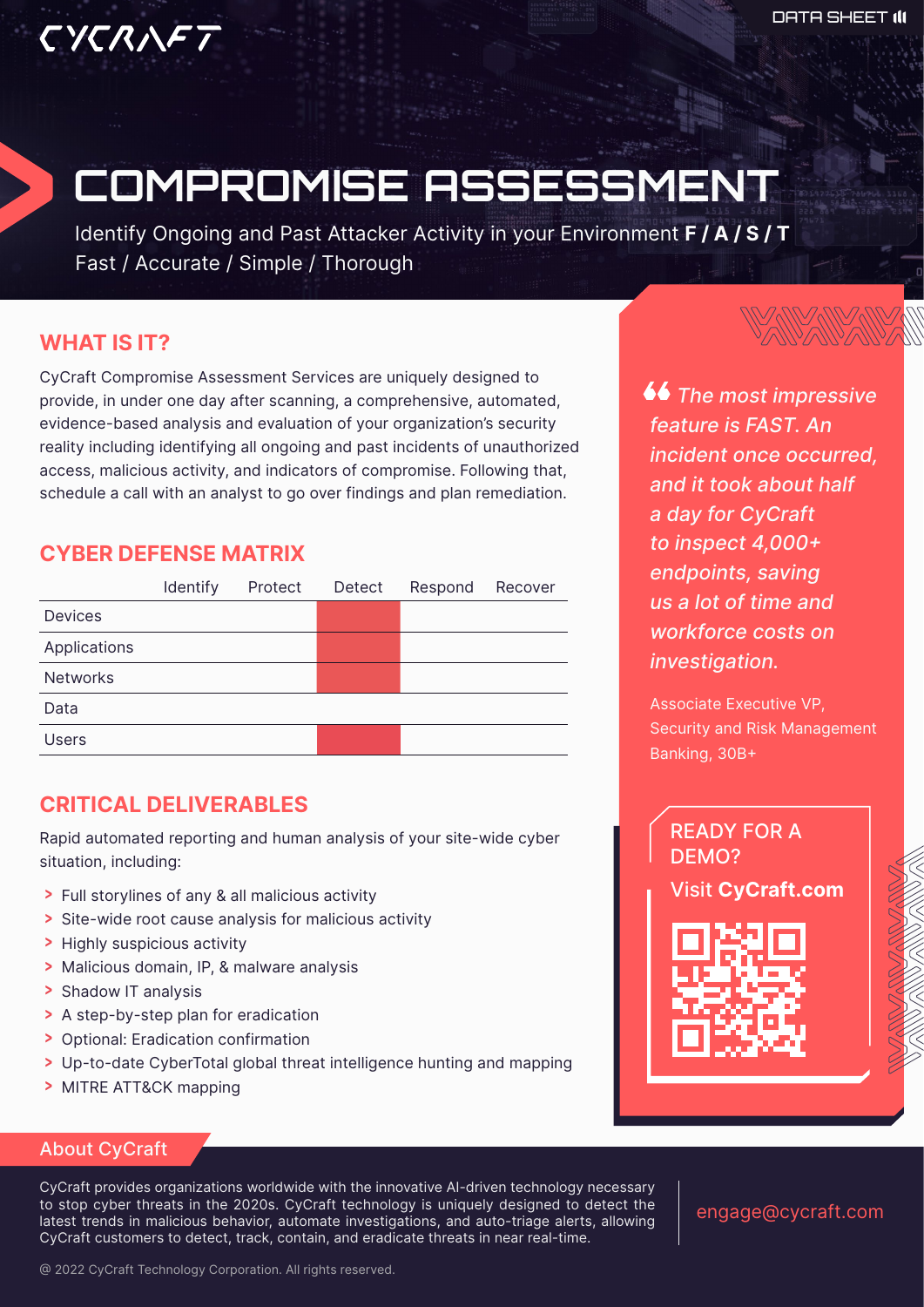CYCRAFT

DATA SHEET

# COMPROMISE ASSESSMENT

Identify Ongoing and Past Attacker Activity in your Environment **F / A / S / T**
Fast / Accurate / Simple / Thorough

## WHAT IS IT?

CyCraft Compromise Assessment Services are uniquely designed to provide, in under one day after scanning, a comprehensive, automated, evidence-based analysis and evaluation of your organization's security reality including identifying all ongoing and past incidents of unauthorized access, malicious activity, and indicators of compromise. Following that, schedule a call with an analyst to go over findings and plan remediation.

## CYBER DEFENSE MATRIX

| | Identify | Protect | Detect | Respond | Recover |
|---|---|---|---|---|---|
| Devices | | | ■ | | |
| Applications | | | ■ | | |
| Networks | | | ■ | | |
| Data | | | | | |
| Users | | | ■ | | |

## CRITICAL DELIVERABLES

Rapid automated reporting and human analysis of your site-wide cyber situation, including:

- Full storylines of any & all malicious activity
- Site-wide root cause analysis for malicious activity
- Highly suspicious activity
- Malicious domain, IP, & malware analysis
- Shadow IT analysis
- A step-by-step plan for eradication
- Optional: Eradication confirmation
- Up-to-date CyberTotal global threat intelligence hunting and mapping
- MITRE ATT&CK mapping

*"The most impressive feature is FAST. An incident once occurred, and it took about half a day for CyCraft to inspect 4,000+ endpoints, saving us a lot of time and workforce costs on investigation.*

Associate Executive VP,
Security and Risk Management
Banking, 30B+

READY FOR A DEMO?

Visit **CyCraft.com**

## About CyCraft

CyCraft provides organizations worldwide with the innovative AI-driven technology necessary to stop cyber threats in the 2020s. CyCraft technology is uniquely designed to detect the latest trends in malicious behavior, automate investigations, and auto-triage alerts, allowing CyCraft customers to detect, track, contain, and eradicate threats in near real-time.

engage@cycraft.com

@ 2022 CyCraft Technology Corporation. All rights reserved.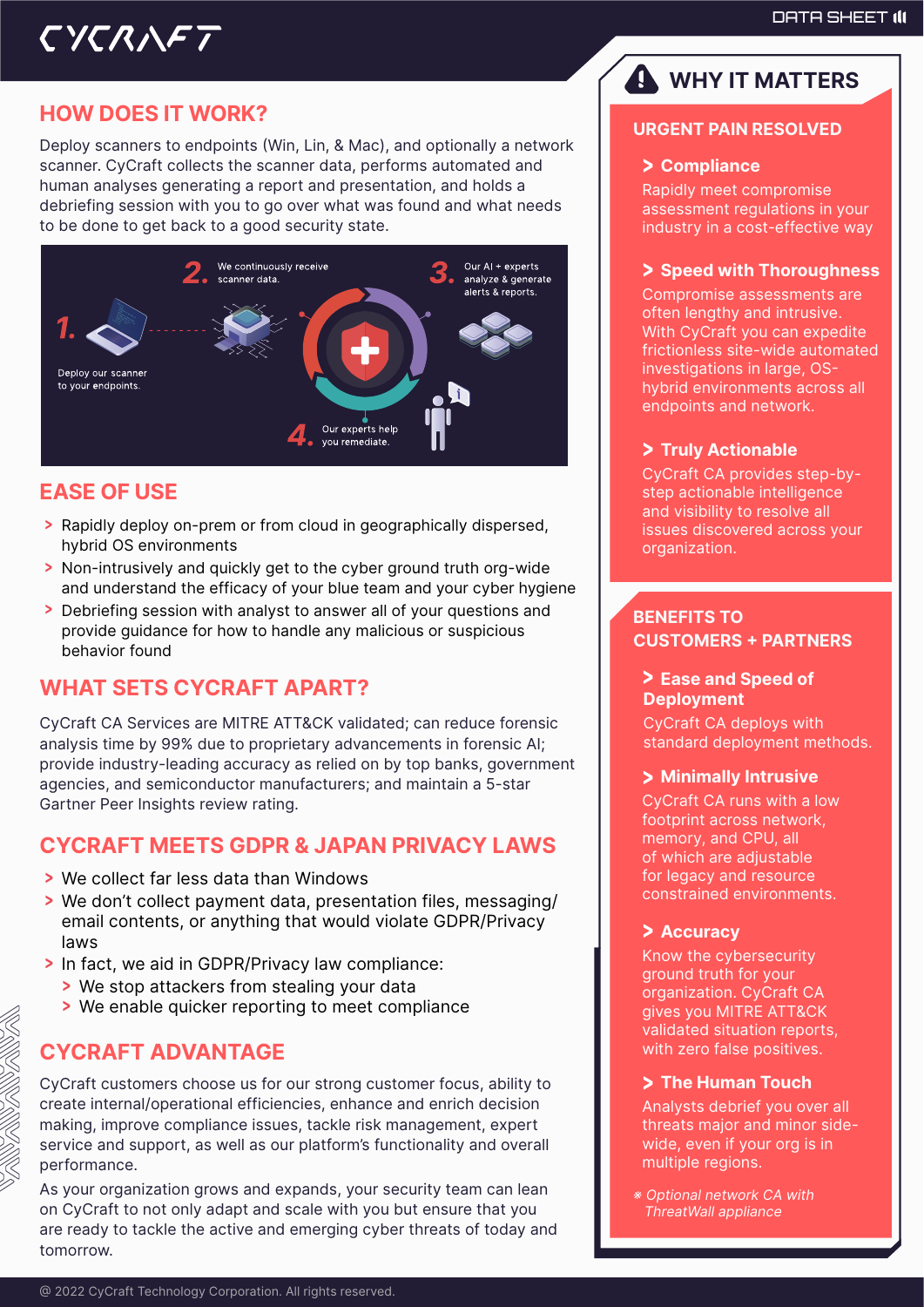# HOW DOES IT WORK?

Deploy scanners to endpoints (Win, Lin, & Mac), and optionally a network scanner. CyCraft collects the scanner data, performs automated and human analyses generating a report and presentation, and holds a debriefing session with you to go over what was found and what needs to be done to get back to a good security state.

1. Deploy our scanner to your endpoints.
2. We continuously receive scanner data.
3. Our AI + experts analyze & generate alerts & reports.
4. Our experts help you remediate.

## EASE OF USE

- Rapidly deploy on-prem or from cloud in geographically dispersed, hybrid OS environments
- Non-intrusively and quickly get to the cyber ground truth org-wide and understand the efficacy of your blue team and your cyber hygiene
- Debriefing session with analyst to answer all of your questions and provide guidance for how to handle any malicious or suspicious behavior found

## WHAT SETS CYCRAFT APART?

CyCraft CA Services are MITRE ATT&CK validated; can reduce forensic analysis time by 99% due to proprietary advancements in forensic AI; provide industry-leading accuracy as relied on by top banks, government agencies, and semiconductor manufacturers; and maintain a 5-star Gartner Peer Insights review rating.

## CYCRAFT MEETS GDPR & JAPAN PRIVACY LAWS

- We collect far less data than Windows
- We don't collect payment data, presentation files, messaging/ email contents, or anything that would violate GDPR/Privacy laws
- In fact, we aid in GDPR/Privacy law compliance:
  - We stop attackers from stealing your data
  - We enable quicker reporting to meet compliance

## CYCRAFT ADVANTAGE

CyCraft customers choose us for our strong customer focus, ability to create internal/operational efficiencies, enhance and enrich decision making, improve compliance issues, tackle risk management, expert service and support, as well as our platform's functionality and overall performance.

As your organization grows and expands, your security team can lean on CyCraft to not only adapt and scale with you but ensure that you are ready to tackle the active and emerging cyber threats of today and tomorrow.

# WHY IT MATTERS

## URGENT PAIN RESOLVED

**> Compliance**

Rapidly meet compromise assessment regulations in your industry in a cost-effective way

**> Speed with Thoroughness**

Compromise assessments are often lengthy and intrusive. With CyCraft you can expedite frictionless site-wide automated investigations in large, OS-hybrid environments across all endpoints and network.

**> Truly Actionable**

CyCraft CA provides step-by-step actionable intelligence and visibility to resolve all issues discovered across your organization.

## BENEFITS TO CUSTOMERS + PARTNERS

**> Ease and Speed of Deployment**

CyCraft CA deploys with standard deployment methods.

**> Minimally Intrusive**

CyCraft CA runs with a low footprint across network, memory, and CPU, all of which are adjustable for legacy and resource constrained environments.

**> Accuracy**

Know the cybersecurity ground truth for your organization. CyCraft CA gives you MITRE ATT&CK validated situation reports, with zero false positives.

**> The Human Touch**

Analysts debrief you over all threats major and minor side-wide, even if your org is in multiple regions.

*※ Optional network CA with ThreatWall appliance*

@ 2022 CyCraft Technology Corporation. All rights reserved.